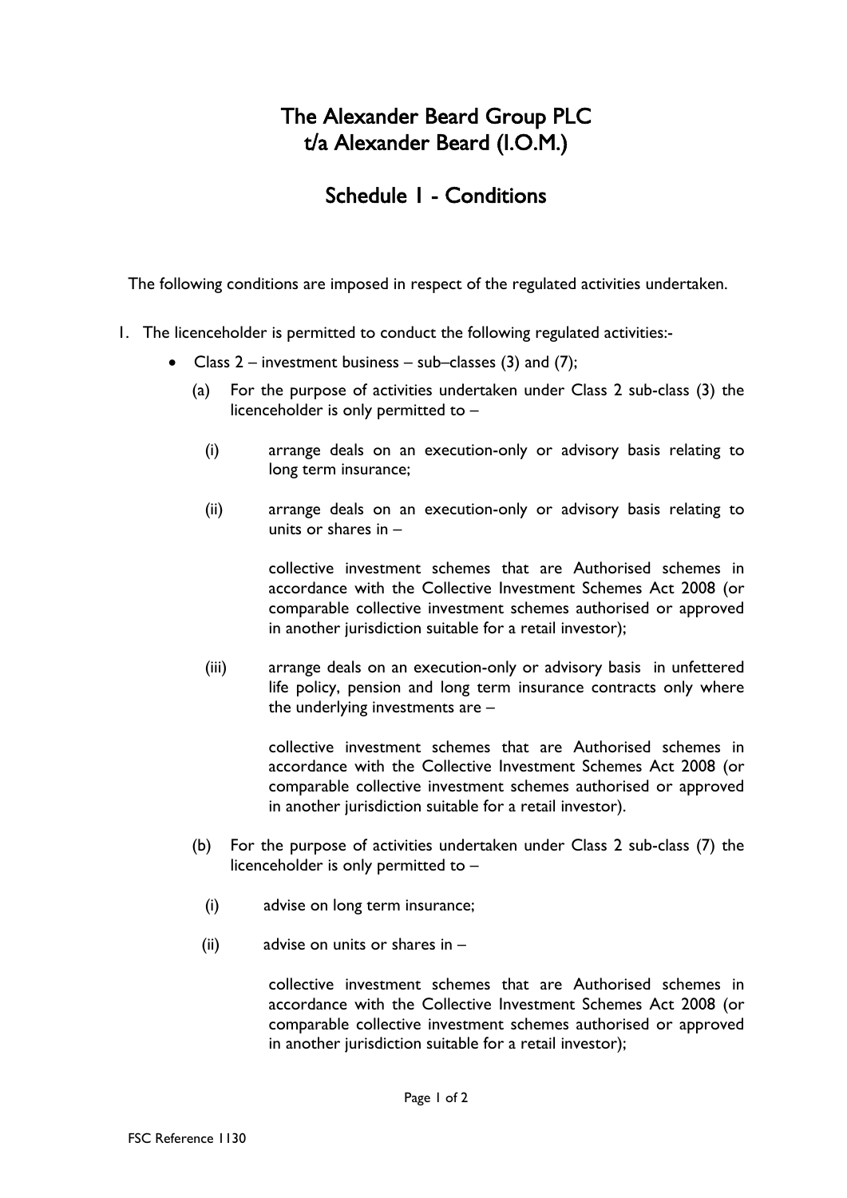# The Alexander Beard Group PLC
# t/a Alexander Beard (I.O.M.)

## Schedule 1 - Conditions

The following conditions are imposed in respect of the regulated activities undertaken.

1. The licenceholder is permitted to conduct the following regulated activities:-

   - Class 2 – investment business – sub–classes (3) and (7);

     (a) For the purpose of activities undertaken under Class 2 sub-class (3) the licenceholder is only permitted to –

     (i) arrange deals on an execution-only or advisory basis relating to long term insurance;

     (ii) arrange deals on an execution-only or advisory basis relating to units or shares in –

     collective investment schemes that are Authorised schemes in accordance with the Collective Investment Schemes Act 2008 (or comparable collective investment schemes authorised or approved in another jurisdiction suitable for a retail investor);

     (iii) arrange deals on an execution-only or advisory basis in unfettered life policy, pension and long term insurance contracts only where the underlying investments are –

     collective investment schemes that are Authorised schemes in accordance with the Collective Investment Schemes Act 2008 (or comparable collective investment schemes authorised or approved in another jurisdiction suitable for a retail investor).

     (b) For the purpose of activities undertaken under Class 2 sub-class (7) the licenceholder is only permitted to –

     (i) advise on long term insurance;

     (ii) advise on units or shares in –

     collective investment schemes that are Authorised schemes in accordance with the Collective Investment Schemes Act 2008 (or comparable collective investment schemes authorised or approved in another jurisdiction suitable for a retail investor);

FSC Reference 1130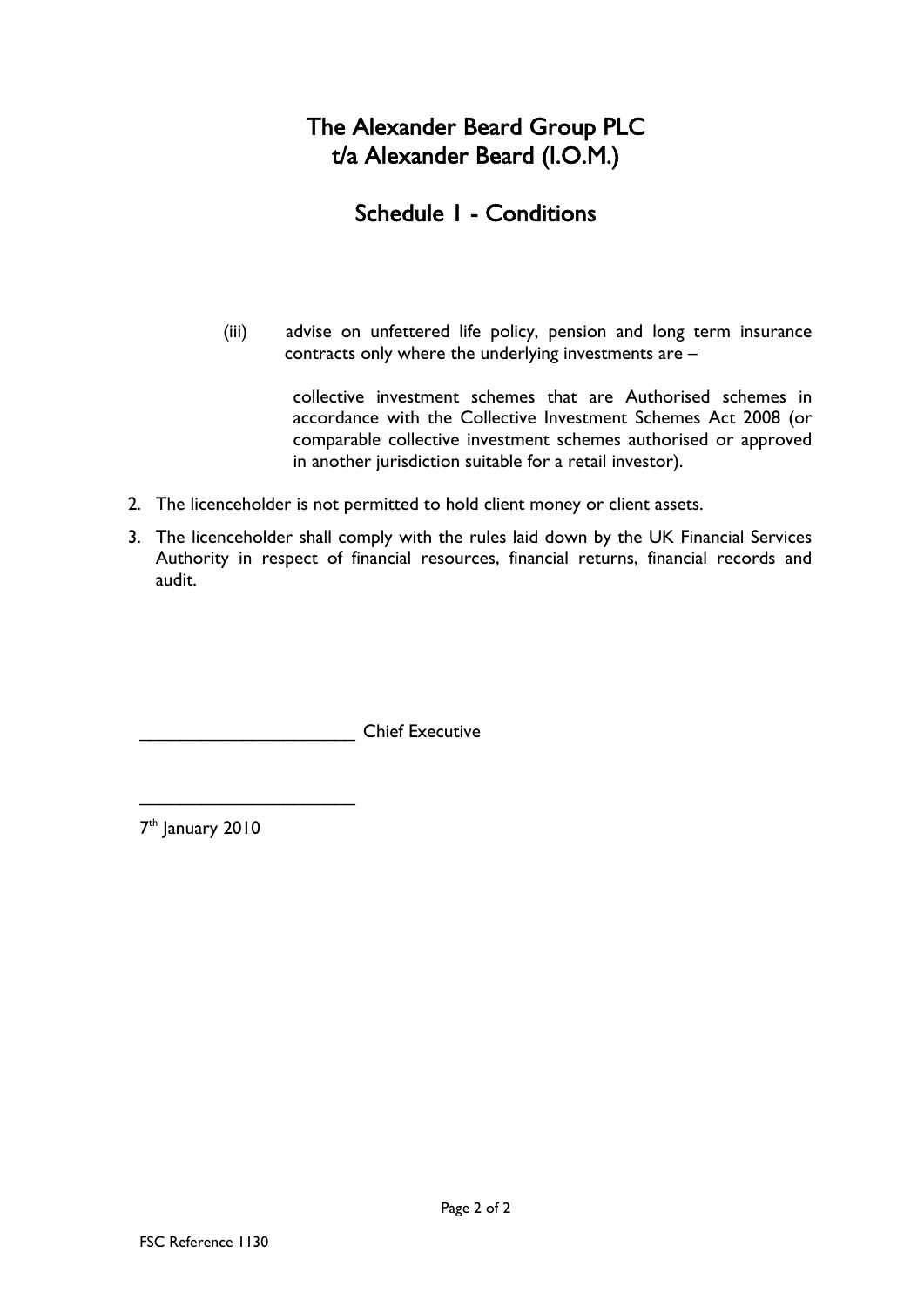# The Alexander Beard Group PLC
# t/a Alexander Beard (I.O.M.)

## Schedule 1 - Conditions

(iii) advise on unfettered life policy, pension and long term insurance contracts only where the underlying investments are –

collective investment schemes that are Authorised schemes in accordance with the Collective Investment Schemes Act 2008 (or comparable collective investment schemes authorised or approved in another jurisdiction suitable for a retail investor).

2. The licenceholder is not permitted to hold client money or client assets.
3. The licenceholder shall comply with the rules laid down by the UK Financial Services Authority in respect of financial resources, financial returns, financial records and audit.

______________________ Chief Executive

______________________

7th January 2010

FSC Reference 1130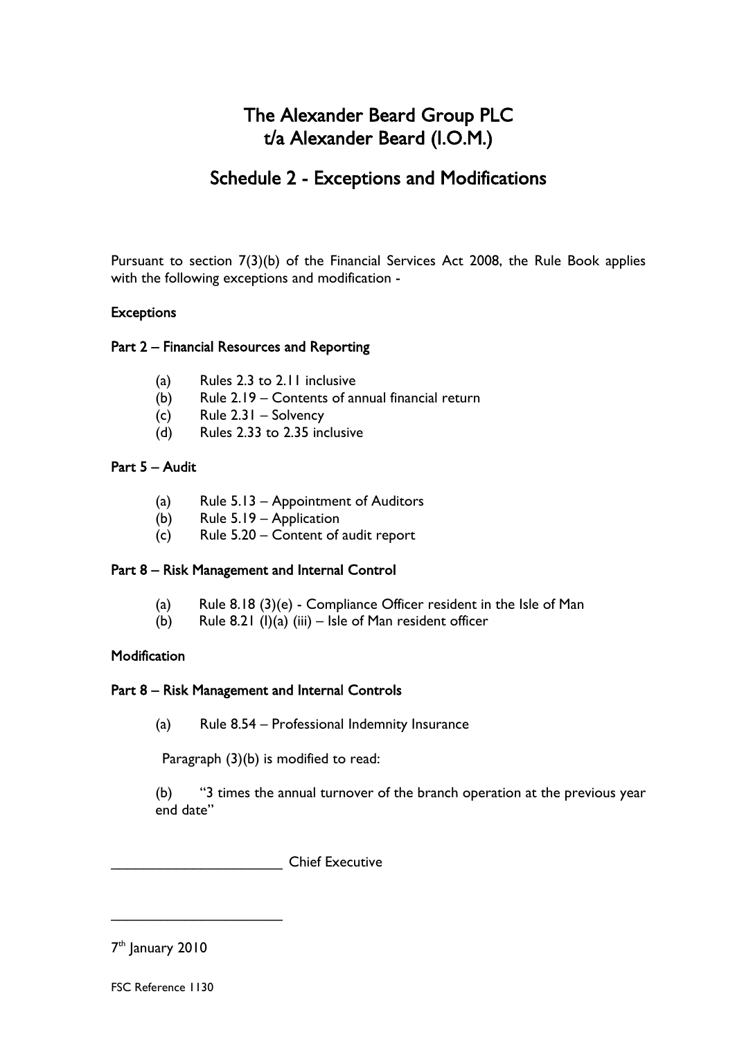# The Alexander Beard Group PLC
# t/a Alexander Beard (I.O.M.)

## Schedule 2 - Exceptions and Modifications

Pursuant to section 7(3)(b) of the Financial Services Act 2008, the Rule Book applies with the following exceptions and modification -

**Exceptions**

**Part 2 – Financial Resources and Reporting**

(a) Rules 2.3 to 2.11 inclusive
(b) Rule 2.19 – Contents of annual financial return
(c) Rule 2.31 – Solvency
(d) Rules 2.33 to 2.35 inclusive

**Part 5 – Audit**

(a) Rule 5.13 – Appointment of Auditors
(b) Rule 5.19 – Application
(c) Rule 5.20 – Content of audit report

**Part 8 – Risk Management and Internal Control**

(a) Rule 8.18 (3)(e) - Compliance Officer resident in the Isle of Man
(b) Rule 8.21 (l)(a) (iii) – Isle of Man resident officer

**Modification**

**Part 8 – Risk Management and Internal Controls**

(a) Rule 8.54 – Professional Indemnity Insurance

Paragraph (3)(b) is modified to read:

(b) "3 times the annual turnover of the branch operation at the previous year end date"

______________________ Chief Executive

______________________

7th January 2010

FSC Reference 1130